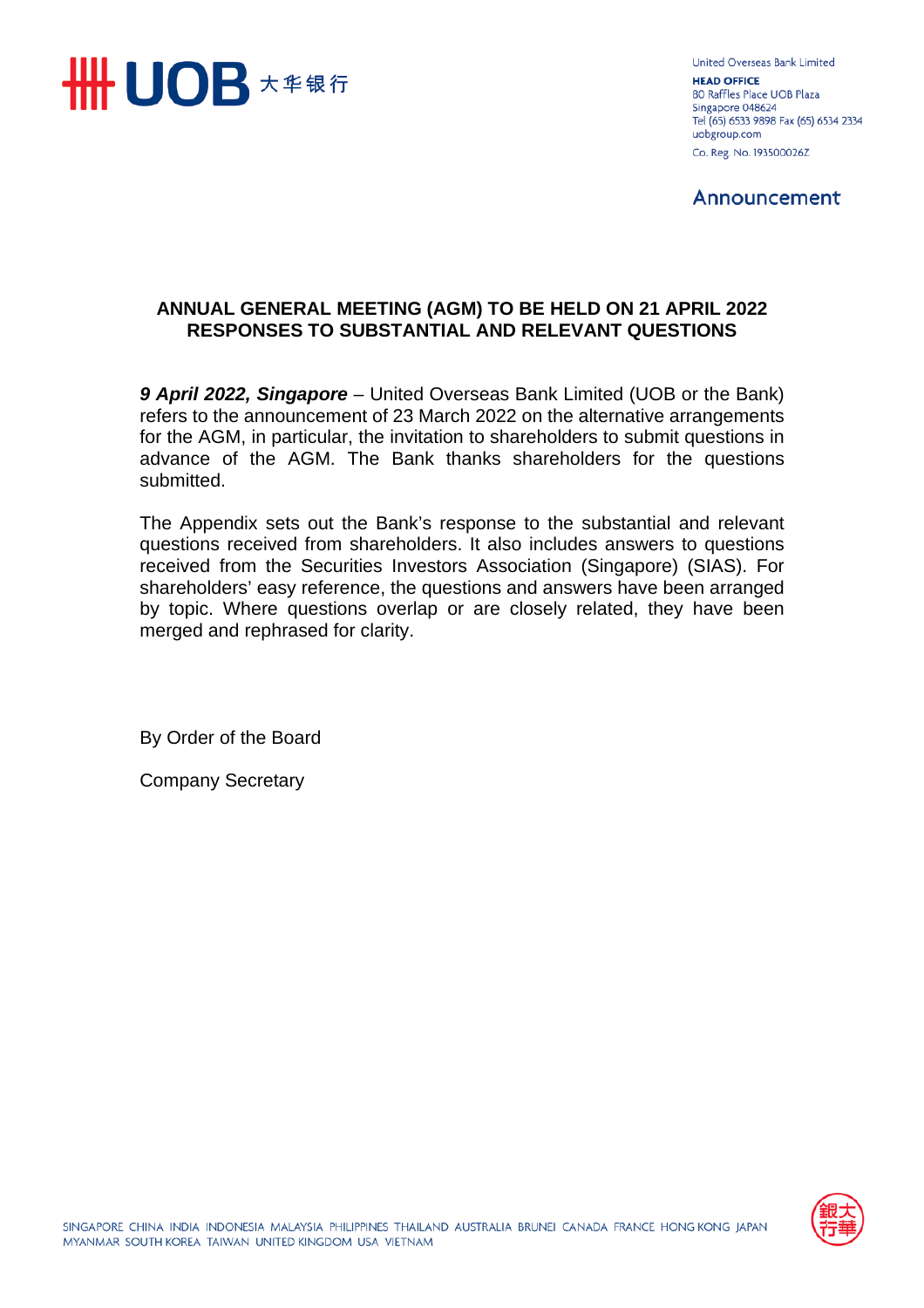United Overseas Bank Limited

**HEAD OFFICE**
80 Raffles Place UOB Plaza
Singapore 048624
Tel (65) 6533 9898 Fax (65) 6534 2334
uobgroup.com

Co. Reg. No. 193500026Z

## Announcement

# ANNUAL GENERAL MEETING (AGM) TO BE HELD ON 21 APRIL 2022 RESPONSES TO SUBSTANTIAL AND RELEVANT QUESTIONS

***9 April 2022, Singapore*** – United Overseas Bank Limited (UOB or the Bank) refers to the announcement of 23 March 2022 on the alternative arrangements for the AGM, in particular, the invitation to shareholders to submit questions in advance of the AGM. The Bank thanks shareholders for the questions submitted.

The Appendix sets out the Bank's response to the substantial and relevant questions received from shareholders. It also includes answers to questions received from the Securities Investors Association (Singapore) (SIAS). For shareholders' easy reference, the questions and answers have been arranged by topic. Where questions overlap or are closely related, they have been merged and rephrased for clarity.

By Order of the Board

Company Secretary

SINGAPORE CHINA INDIA INDONESIA MALAYSIA PHILIPPINES THAILAND AUSTRALIA BRUNEI CANADA FRANCE HONG KONG JAPAN MYANMAR SOUTH KOREA TAIWAN UNITED KINGDOM USA VIETNAM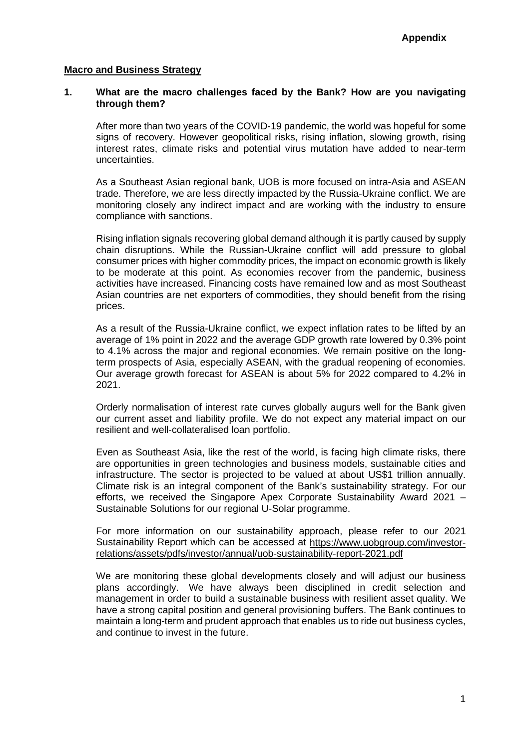**Appendix**

## Macro and Business Strategy

**1. What are the macro challenges faced by the Bank? How are you navigating through them?**

After more than two years of the COVID-19 pandemic, the world was hopeful for some signs of recovery. However geopolitical risks, rising inflation, slowing growth, rising interest rates, climate risks and potential virus mutation have added to near-term uncertainties.

As a Southeast Asian regional bank, UOB is more focused on intra-Asia and ASEAN trade. Therefore, we are less directly impacted by the Russia-Ukraine conflict. We are monitoring closely any indirect impact and are working with the industry to ensure compliance with sanctions.

Rising inflation signals recovering global demand although it is partly caused by supply chain disruptions. While the Russian-Ukraine conflict will add pressure to global consumer prices with higher commodity prices, the impact on economic growth is likely to be moderate at this point. As economies recover from the pandemic, business activities have increased. Financing costs have remained low and as most Southeast Asian countries are net exporters of commodities, they should benefit from the rising prices.

As a result of the Russia-Ukraine conflict, we expect inflation rates to be lifted by an average of 1% point in 2022 and the average GDP growth rate lowered by 0.3% point to 4.1% across the major and regional economies. We remain positive on the long-term prospects of Asia, especially ASEAN, with the gradual reopening of economies. Our average growth forecast for ASEAN is about 5% for 2022 compared to 4.2% in 2021.

Orderly normalisation of interest rate curves globally augurs well for the Bank given our current asset and liability profile. We do not expect any material impact on our resilient and well-collateralised loan portfolio.

Even as Southeast Asia, like the rest of the world, is facing high climate risks, there are opportunities in green technologies and business models, sustainable cities and infrastructure. The sector is projected to be valued at about US$1 trillion annually. Climate risk is an integral component of the Bank's sustainability strategy. For our efforts, we received the Singapore Apex Corporate Sustainability Award 2021 – Sustainable Solutions for our regional U-Solar programme.

For more information on our sustainability approach, please refer to our 2021 Sustainability Report which can be accessed at https://www.uobgroup.com/investor-relations/assets/pdfs/investor/annual/uob-sustainability-report-2021.pdf

We are monitoring these global developments closely and will adjust our business plans accordingly. We have always been disciplined in credit selection and management in order to build a sustainable business with resilient asset quality. We have a strong capital position and general provisioning buffers. The Bank continues to maintain a long-term and prudent approach that enables us to ride out business cycles, and continue to invest in the future.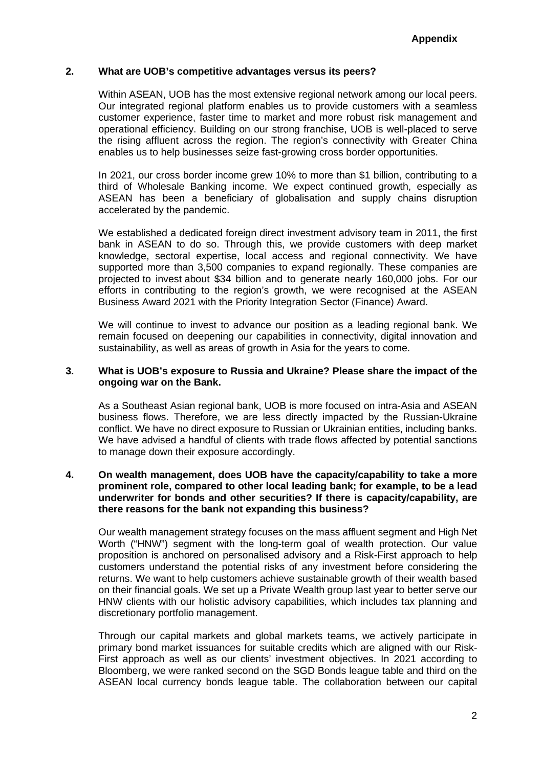**Appendix**

**2. What are UOB's competitive advantages versus its peers?**

Within ASEAN, UOB has the most extensive regional network among our local peers. Our integrated regional platform enables us to provide customers with a seamless customer experience, faster time to market and more robust risk management and operational efficiency. Building on our strong franchise, UOB is well-placed to serve the rising affluent across the region. The region's connectivity with Greater China enables us to help businesses seize fast-growing cross border opportunities.

In 2021, our cross border income grew 10% to more than $1 billion, contributing to a third of Wholesale Banking income. We expect continued growth, especially as ASEAN has been a beneficiary of globalisation and supply chains disruption accelerated by the pandemic.

We established a dedicated foreign direct investment advisory team in 2011, the first bank in ASEAN to do so. Through this, we provide customers with deep market knowledge, sectoral expertise, local access and regional connectivity. We have supported more than 3,500 companies to expand regionally. These companies are projected to invest about $34 billion and to generate nearly 160,000 jobs. For our efforts in contributing to the region's growth, we were recognised at the ASEAN Business Award 2021 with the Priority Integration Sector (Finance) Award.

We will continue to invest to advance our position as a leading regional bank. We remain focused on deepening our capabilities in connectivity, digital innovation and sustainability, as well as areas of growth in Asia for the years to come.

**3. What is UOB's exposure to Russia and Ukraine? Please share the impact of the ongoing war on the Bank.**

As a Southeast Asian regional bank, UOB is more focused on intra-Asia and ASEAN business flows. Therefore, we are less directly impacted by the Russian-Ukraine conflict. We have no direct exposure to Russian or Ukrainian entities, including banks. We have advised a handful of clients with trade flows affected by potential sanctions to manage down their exposure accordingly.

**4. On wealth management, does UOB have the capacity/capability to take a more prominent role, compared to other local leading bank; for example, to be a lead underwriter for bonds and other securities? If there is capacity/capability, are there reasons for the bank not expanding this business?**

Our wealth management strategy focuses on the mass affluent segment and High Net Worth ("HNW") segment with the long-term goal of wealth protection. Our value proposition is anchored on personalised advisory and a Risk-First approach to help customers understand the potential risks of any investment before considering the returns. We want to help customers achieve sustainable growth of their wealth based on their financial goals. We set up a Private Wealth group last year to better serve our HNW clients with our holistic advisory capabilities, which includes tax planning and discretionary portfolio management.

Through our capital markets and global markets teams, we actively participate in primary bond market issuances for suitable credits which are aligned with our Risk-First approach as well as our clients' investment objectives. In 2021 according to Bloomberg, we were ranked second on the SGD Bonds league table and third on the ASEAN local currency bonds league table. The collaboration between our capital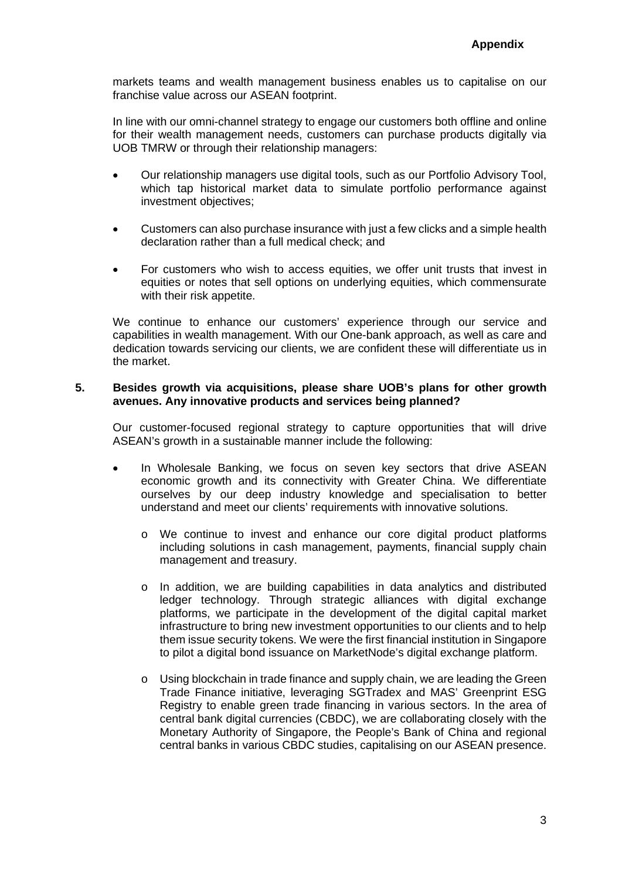markets teams and wealth management business enables us to capitalise on our franchise value across our ASEAN footprint.

In line with our omni-channel strategy to engage our customers both offline and online for their wealth management needs, customers can purchase products digitally via UOB TMRW or through their relationship managers:

- Our relationship managers use digital tools, such as our Portfolio Advisory Tool, which tap historical market data to simulate portfolio performance against investment objectives;
- Customers can also purchase insurance with just a few clicks and a simple health declaration rather than a full medical check; and
- For customers who wish to access equities, we offer unit trusts that invest in equities or notes that sell options on underlying equities, which commensurate with their risk appetite.

We continue to enhance our customers' experience through our service and capabilities in wealth management. With our One-bank approach, as well as care and dedication towards servicing our clients, we are confident these will differentiate us in the market.

**5. Besides growth via acquisitions, please share UOB's plans for other growth avenues. Any innovative products and services being planned?**

Our customer-focused regional strategy to capture opportunities that will drive ASEAN's growth in a sustainable manner include the following:

- In Wholesale Banking, we focus on seven key sectors that drive ASEAN economic growth and its connectivity with Greater China. We differentiate ourselves by our deep industry knowledge and specialisation to better understand and meet our clients' requirements with innovative solutions.
    - We continue to invest and enhance our core digital product platforms including solutions in cash management, payments, financial supply chain management and treasury.
    - In addition, we are building capabilities in data analytics and distributed ledger technology. Through strategic alliances with digital exchange platforms, we participate in the development of the digital capital market infrastructure to bring new investment opportunities to our clients and to help them issue security tokens. We were the first financial institution in Singapore to pilot a digital bond issuance on MarketNode's digital exchange platform.
    - Using blockchain in trade finance and supply chain, we are leading the Green Trade Finance initiative, leveraging SGTradex and MAS' Greenprint ESG Registry to enable green trade financing in various sectors. In the area of central bank digital currencies (CBDC), we are collaborating closely with the Monetary Authority of Singapore, the People's Bank of China and regional central banks in various CBDC studies, capitalising on our ASEAN presence.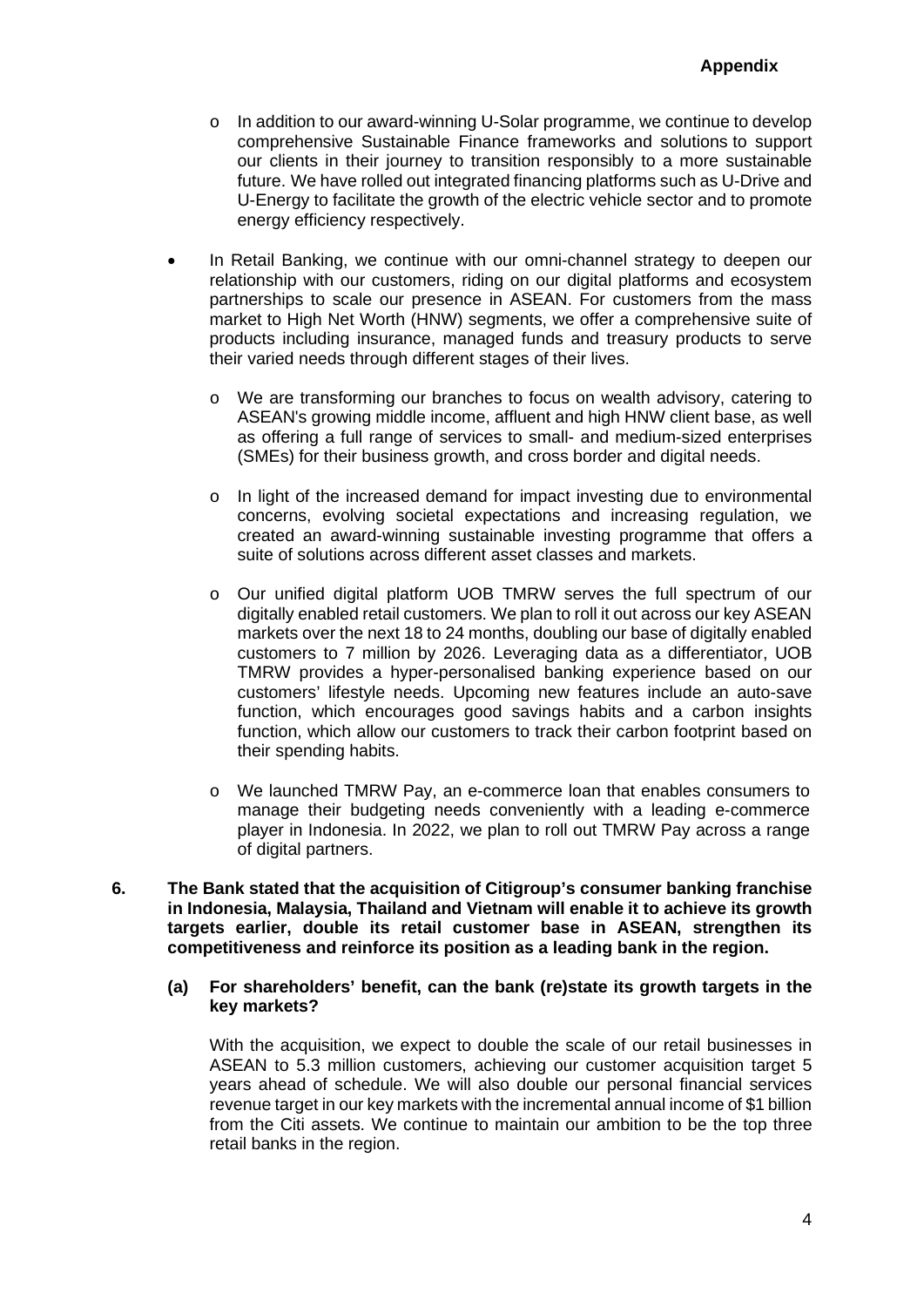**Appendix**

- In addition to our award-winning U-Solar programme, we continue to develop comprehensive Sustainable Finance frameworks and solutions to support our clients in their journey to transition responsibly to a more sustainable future. We have rolled out integrated financing platforms such as U-Drive and U-Energy to facilitate the growth of the electric vehicle sector and to promote energy efficiency respectively.

- In Retail Banking, we continue with our omni-channel strategy to deepen our relationship with our customers, riding on our digital platforms and ecosystem partnerships to scale our presence in ASEAN. For customers from the mass market to High Net Worth (HNW) segments, we offer a comprehensive suite of products including insurance, managed funds and treasury products to serve their varied needs through different stages of their lives.

  - We are transforming our branches to focus on wealth advisory, catering to ASEAN's growing middle income, affluent and high HNW client base, as well as offering a full range of services to small- and medium-sized enterprises (SMEs) for their business growth, and cross border and digital needs.

  - In light of the increased demand for impact investing due to environmental concerns, evolving societal expectations and increasing regulation, we created an award-winning sustainable investing programme that offers a suite of solutions across different asset classes and markets.

  - Our unified digital platform UOB TMRW serves the full spectrum of our digitally enabled retail customers. We plan to roll it out across our key ASEAN markets over the next 18 to 24 months, doubling our base of digitally enabled customers to 7 million by 2026. Leveraging data as a differentiator, UOB TMRW provides a hyper-personalised banking experience based on our customers' lifestyle needs. Upcoming new features include an auto-save function, which encourages good savings habits and a carbon insights function, which allow our customers to track their carbon footprint based on their spending habits.

  - We launched TMRW Pay, an e-commerce loan that enables consumers to manage their budgeting needs conveniently with a leading e-commerce player in Indonesia. In 2022, we plan to roll out TMRW Pay across a range of digital partners.

**6. The Bank stated that the acquisition of Citigroup's consumer banking franchise in Indonesia, Malaysia, Thailand and Vietnam will enable it to achieve its growth targets earlier, double its retail customer base in ASEAN, strengthen its competitiveness and reinforce its position as a leading bank in the region.**

**(a) For shareholders' benefit, can the bank (re)state its growth targets in the key markets?**

With the acquisition, we expect to double the scale of our retail businesses in ASEAN to 5.3 million customers, achieving our customer acquisition target 5 years ahead of schedule. We will also double our personal financial services revenue target in our key markets with the incremental annual income of $1 billion from the Citi assets. We continue to maintain our ambition to be the top three retail banks in the region.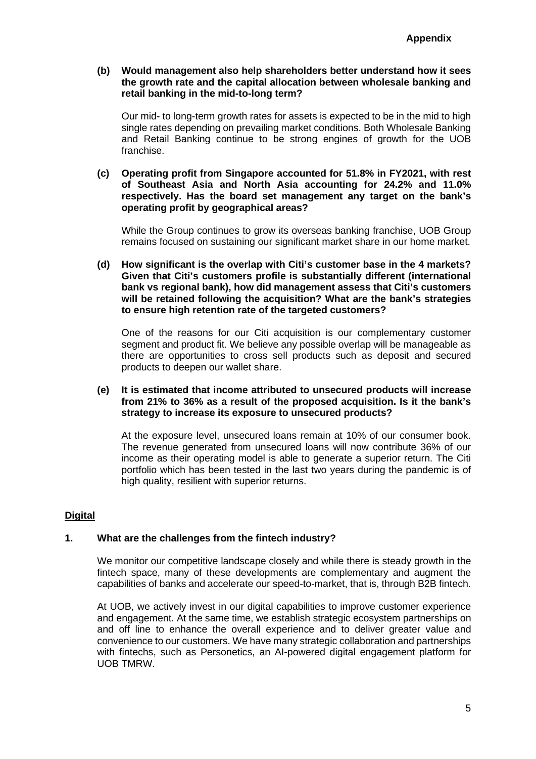**Appendix**

**(b) Would management also help shareholders better understand how it sees the growth rate and the capital allocation between wholesale banking and retail banking in the mid-to-long term?**

Our mid- to long-term growth rates for assets is expected to be in the mid to high single rates depending on prevailing market conditions. Both Wholesale Banking and Retail Banking continue to be strong engines of growth for the UOB franchise.

**(c) Operating profit from Singapore accounted for 51.8% in FY2021, with rest of Southeast Asia and North Asia accounting for 24.2% and 11.0% respectively. Has the board set management any target on the bank's operating profit by geographical areas?**

While the Group continues to grow its overseas banking franchise, UOB Group remains focused on sustaining our significant market share in our home market.

**(d) How significant is the overlap with Citi's customer base in the 4 markets? Given that Citi's customers profile is substantially different (international bank vs regional bank), how did management assess that Citi's customers will be retained following the acquisition? What are the bank's strategies to ensure high retention rate of the targeted customers?**

One of the reasons for our Citi acquisition is our complementary customer segment and product fit. We believe any possible overlap will be manageable as there are opportunities to cross sell products such as deposit and secured products to deepen our wallet share.

**(e) It is estimated that income attributed to unsecured products will increase from 21% to 36% as a result of the proposed acquisition. Is it the bank's strategy to increase its exposure to unsecured products?**

At the exposure level, unsecured loans remain at 10% of our consumer book. The revenue generated from unsecured loans will now contribute 36% of our income as their operating model is able to generate a superior return. The Citi portfolio which has been tested in the last two years during the pandemic is of high quality, resilient with superior returns.

## Digital

**1. What are the challenges from the fintech industry?**

We monitor our competitive landscape closely and while there is steady growth in the fintech space, many of these developments are complementary and augment the capabilities of banks and accelerate our speed-to-market, that is, through B2B fintech.

At UOB, we actively invest in our digital capabilities to improve customer experience and engagement. At the same time, we establish strategic ecosystem partnerships on and off line to enhance the overall experience and to deliver greater value and convenience to our customers. We have many strategic collaboration and partnerships with fintechs, such as Personetics, an AI-powered digital engagement platform for UOB TMRW.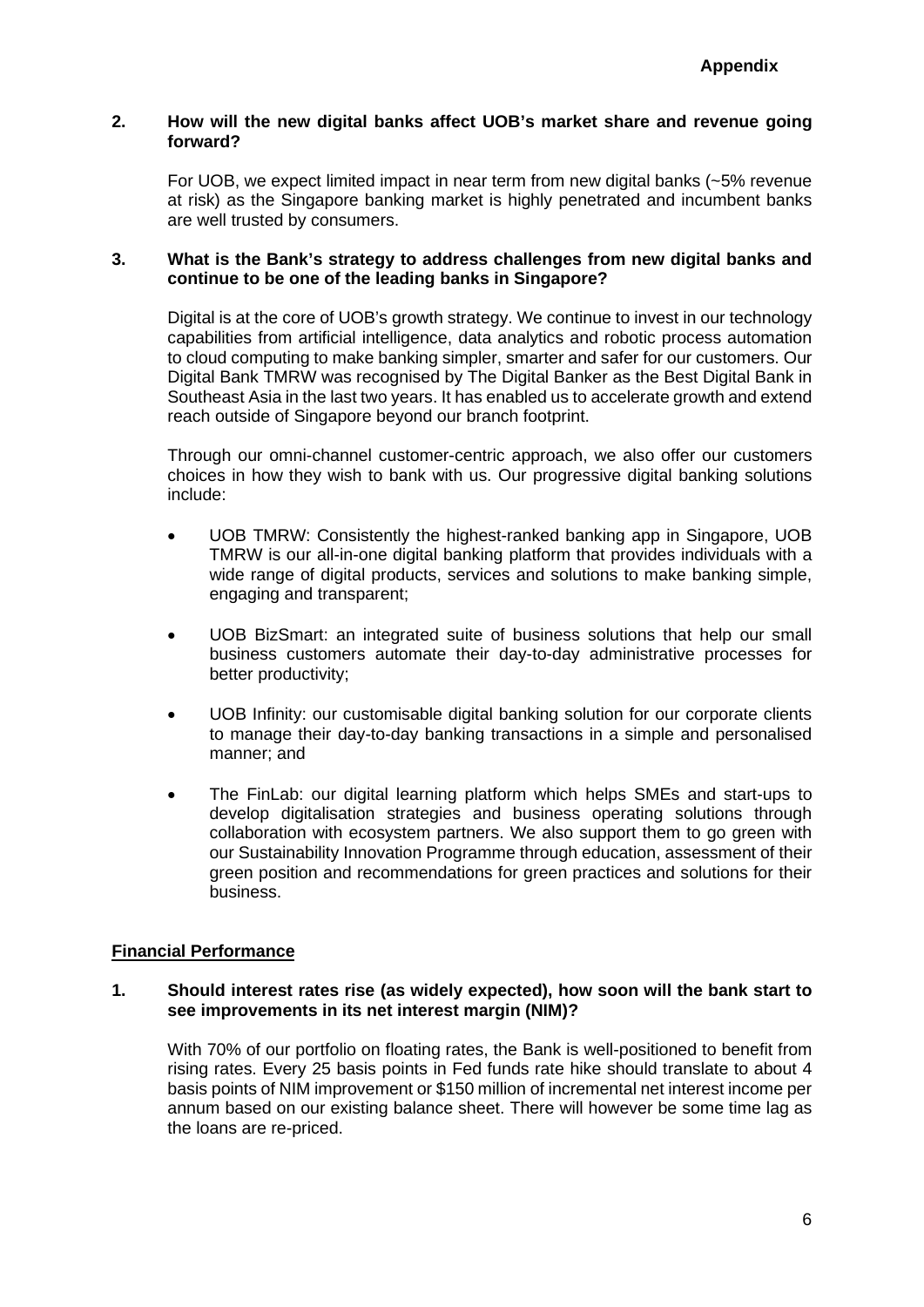**Appendix**

**2. How will the new digital banks affect UOB's market share and revenue going forward?**

For UOB, we expect limited impact in near term from new digital banks (~5% revenue at risk) as the Singapore banking market is highly penetrated and incumbent banks are well trusted by consumers.

**3. What is the Bank's strategy to address challenges from new digital banks and continue to be one of the leading banks in Singapore?**

Digital is at the core of UOB's growth strategy. We continue to invest in our technology capabilities from artificial intelligence, data analytics and robotic process automation to cloud computing to make banking simpler, smarter and safer for our customers. Our Digital Bank TMRW was recognised by The Digital Banker as the Best Digital Bank in Southeast Asia in the last two years. It has enabled us to accelerate growth and extend reach outside of Singapore beyond our branch footprint.

Through our omni-channel customer-centric approach, we also offer our customers choices in how they wish to bank with us. Our progressive digital banking solutions include:

- UOB TMRW: Consistently the highest-ranked banking app in Singapore, UOB TMRW is our all-in-one digital banking platform that provides individuals with a wide range of digital products, services and solutions to make banking simple, engaging and transparent;
- UOB BizSmart: an integrated suite of business solutions that help our small business customers automate their day-to-day administrative processes for better productivity;
- UOB Infinity: our customisable digital banking solution for our corporate clients to manage their day-to-day banking transactions in a simple and personalised manner; and
- The FinLab: our digital learning platform which helps SMEs and start-ups to develop digitalisation strategies and business operating solutions through collaboration with ecosystem partners. We also support them to go green with our Sustainability Innovation Programme through education, assessment of their green position and recommendations for green practices and solutions for their business.

## Financial Performance

**1. Should interest rates rise (as widely expected), how soon will the bank start to see improvements in its net interest margin (NIM)?**

With 70% of our portfolio on floating rates, the Bank is well-positioned to benefit from rising rates. Every 25 basis points in Fed funds rate hike should translate to about 4 basis points of NIM improvement or $150 million of incremental net interest income per annum based on our existing balance sheet. There will however be some time lag as the loans are re-priced.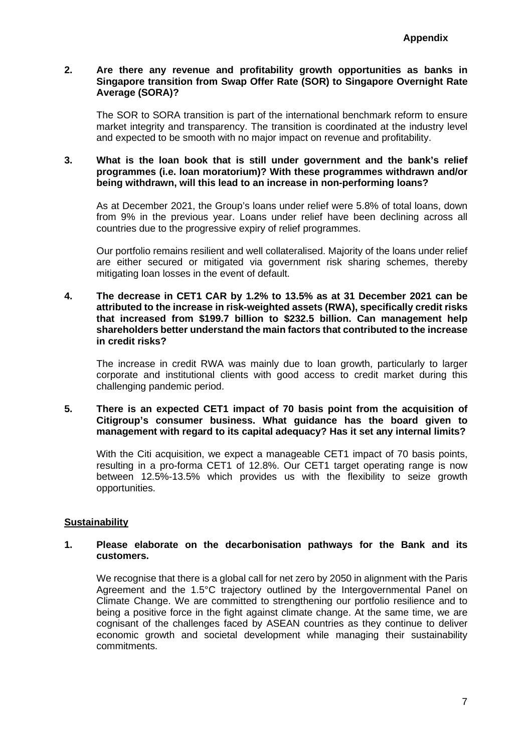**Appendix**

**2. Are there any revenue and profitability growth opportunities as banks in Singapore transition from Swap Offer Rate (SOR) to Singapore Overnight Rate Average (SORA)?**

The SOR to SORA transition is part of the international benchmark reform to ensure market integrity and transparency. The transition is coordinated at the industry level and expected to be smooth with no major impact on revenue and profitability.

**3. What is the loan book that is still under government and the bank's relief programmes (i.e. loan moratorium)? With these programmes withdrawn and/or being withdrawn, will this lead to an increase in non-performing loans?**

As at December 2021, the Group's loans under relief were 5.8% of total loans, down from 9% in the previous year. Loans under relief have been declining across all countries due to the progressive expiry of relief programmes.

Our portfolio remains resilient and well collateralised. Majority of the loans under relief are either secured or mitigated via government risk sharing schemes, thereby mitigating loan losses in the event of default.

**4. The decrease in CET1 CAR by 1.2% to 13.5% as at 31 December 2021 can be attributed to the increase in risk-weighted assets (RWA), specifically credit risks that increased from $199.7 billion to $232.5 billion. Can management help shareholders better understand the main factors that contributed to the increase in credit risks?**

The increase in credit RWA was mainly due to loan growth, particularly to larger corporate and institutional clients with good access to credit market during this challenging pandemic period.

**5. There is an expected CET1 impact of 70 basis point from the acquisition of Citigroup's consumer business. What guidance has the board given to management with regard to its capital adequacy? Has it set any internal limits?**

With the Citi acquisition, we expect a manageable CET1 impact of 70 basis points, resulting in a pro-forma CET1 of 12.8%. Our CET1 target operating range is now between 12.5%-13.5% which provides us with the flexibility to seize growth opportunities.

## Sustainability

**1. Please elaborate on the decarbonisation pathways for the Bank and its customers.**

We recognise that there is a global call for net zero by 2050 in alignment with the Paris Agreement and the 1.5°C trajectory outlined by the Intergovernmental Panel on Climate Change. We are committed to strengthening our portfolio resilience and to being a positive force in the fight against climate change. At the same time, we are cognisant of the challenges faced by ASEAN countries as they continue to deliver economic growth and societal development while managing their sustainability commitments.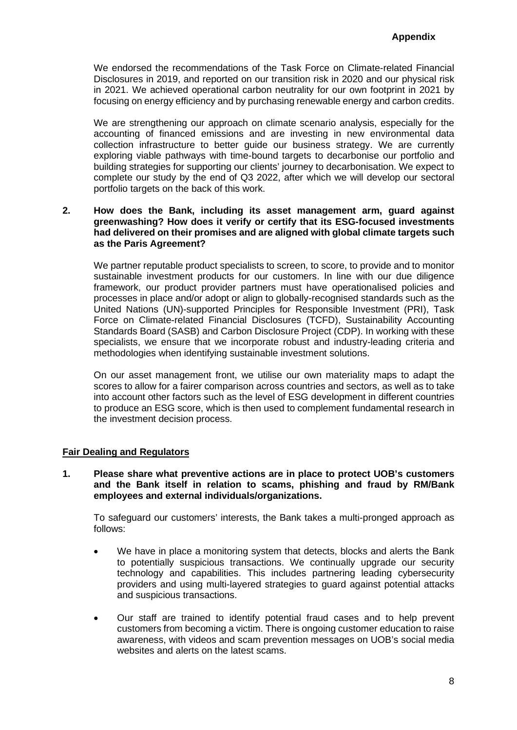We endorsed the recommendations of the Task Force on Climate-related Financial Disclosures in 2019, and reported on our transition risk in 2020 and our physical risk in 2021. We achieved operational carbon neutrality for our own footprint in 2021 by focusing on energy efficiency and by purchasing renewable energy and carbon credits.

We are strengthening our approach on climate scenario analysis, especially for the accounting of financed emissions and are investing in new environmental data collection infrastructure to better guide our business strategy. We are currently exploring viable pathways with time-bound targets to decarbonise our portfolio and building strategies for supporting our clients' journey to decarbonisation. We expect to complete our study by the end of Q3 2022, after which we will develop our sectoral portfolio targets on the back of this work.

**2. How does the Bank, including its asset management arm, guard against greenwashing? How does it verify or certify that its ESG-focused investments had delivered on their promises and are aligned with global climate targets such as the Paris Agreement?**

We partner reputable product specialists to screen, to score, to provide and to monitor sustainable investment products for our customers. In line with our due diligence framework, our product provider partners must have operationalised policies and processes in place and/or adopt or align to globally-recognised standards such as the United Nations (UN)-supported Principles for Responsible Investment (PRI), Task Force on Climate-related Financial Disclosures (TCFD), Sustainability Accounting Standards Board (SASB) and Carbon Disclosure Project (CDP). In working with these specialists, we ensure that we incorporate robust and industry-leading criteria and methodologies when identifying sustainable investment solutions.

On our asset management front, we utilise our own materiality maps to adapt the scores to allow for a fairer comparison across countries and sectors, as well as to take into account other factors such as the level of ESG development in different countries to produce an ESG score, which is then used to complement fundamental research in the investment decision process.

## Fair Dealing and Regulators

**1. Please share what preventive actions are in place to protect UOB's customers and the Bank itself in relation to scams, phishing and fraud by RM/Bank employees and external individuals/organizations.**

To safeguard our customers' interests, the Bank takes a multi-pronged approach as follows:

- We have in place a monitoring system that detects, blocks and alerts the Bank to potentially suspicious transactions. We continually upgrade our security technology and capabilities. This includes partnering leading cybersecurity providers and using multi-layered strategies to guard against potential attacks and suspicious transactions.
- Our staff are trained to identify potential fraud cases and to help prevent customers from becoming a victim. There is ongoing customer education to raise awareness, with videos and scam prevention messages on UOB's social media websites and alerts on the latest scams.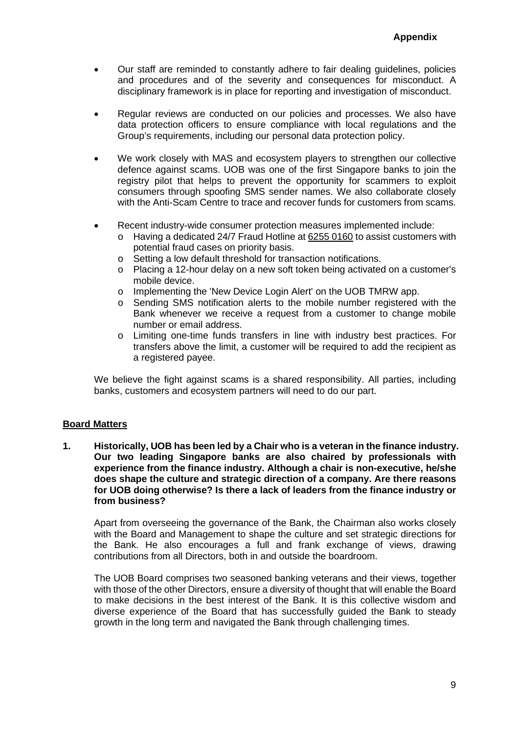**Appendix**

- Our staff are reminded to constantly adhere to fair dealing guidelines, policies and procedures and of the severity and consequences for misconduct. A disciplinary framework is in place for reporting and investigation of misconduct.

- Regular reviews are conducted on our policies and processes. We also have data protection officers to ensure compliance with local regulations and the Group's requirements, including our personal data protection policy.

- We work closely with MAS and ecosystem players to strengthen our collective defence against scams. UOB was one of the first Singapore banks to join the registry pilot that helps to prevent the opportunity for scammers to exploit consumers through spoofing SMS sender names. We also collaborate closely with the Anti-Scam Centre to trace and recover funds for customers from scams.

- Recent industry-wide consumer protection measures implemented include:
  - Having a dedicated 24/7 Fraud Hotline at 6255 0160 to assist customers with potential fraud cases on priority basis.
  - Setting a low default threshold for transaction notifications.
  - Placing a 12-hour delay on a new soft token being activated on a customer's mobile device.
  - Implementing the 'New Device Login Alert' on the UOB TMRW app.
  - Sending SMS notification alerts to the mobile number registered with the Bank whenever we receive a request from a customer to change mobile number or email address.
  - Limiting one-time funds transfers in line with industry best practices. For transfers above the limit, a customer will be required to add the recipient as a registered payee.

We believe the fight against scams is a shared responsibility. All parties, including banks, customers and ecosystem partners will need to do our part.

**Board Matters**

**1. Historically, UOB has been led by a Chair who is a veteran in the finance industry. Our two leading Singapore banks are also chaired by professionals with experience from the finance industry. Although a chair is non-executive, he/she does shape the culture and strategic direction of a company. Are there reasons for UOB doing otherwise? Is there a lack of leaders from the finance industry or from business?**

Apart from overseeing the governance of the Bank, the Chairman also works closely with the Board and Management to shape the culture and set strategic directions for the Bank. He also encourages a full and frank exchange of views, drawing contributions from all Directors, both in and outside the boardroom.

The UOB Board comprises two seasoned banking veterans and their views, together with those of the other Directors, ensure a diversity of thought that will enable the Board to make decisions in the best interest of the Bank. It is this collective wisdom and diverse experience of the Board that has successfully guided the Bank to steady growth in the long term and navigated the Bank through challenging times.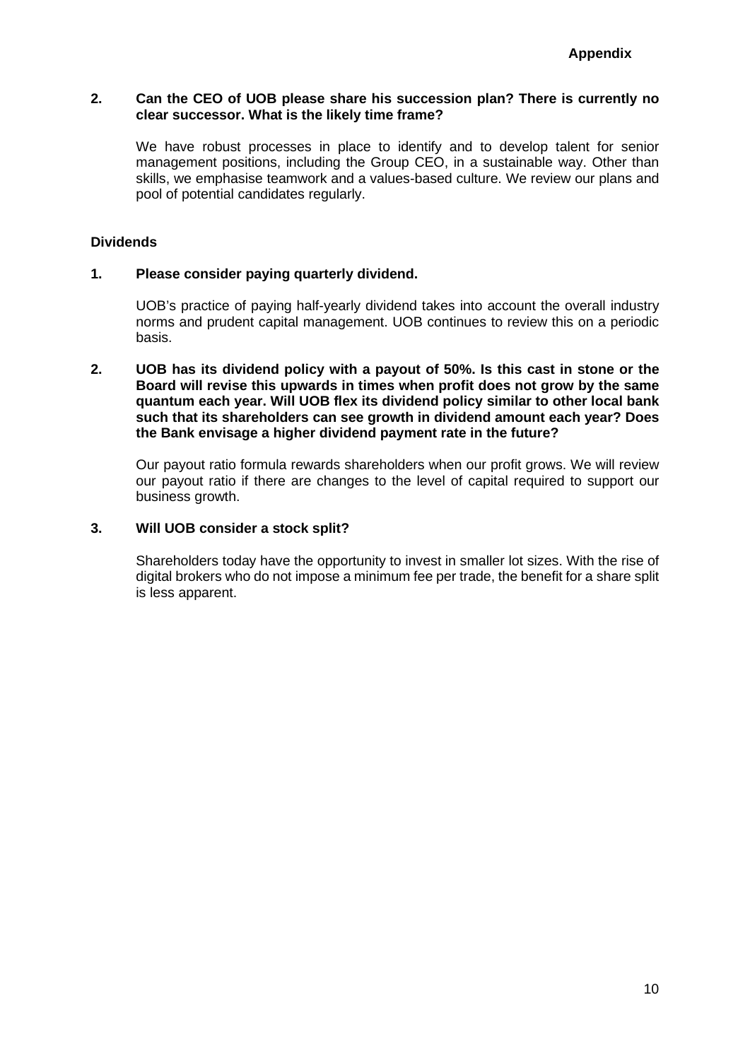**Appendix**

**2. Can the CEO of UOB please share his succession plan? There is currently no clear successor. What is the likely time frame?**

We have robust processes in place to identify and to develop talent for senior management positions, including the Group CEO, in a sustainable way. Other than skills, we emphasise teamwork and a values-based culture. We review our plans and pool of potential candidates regularly.

**Dividends**

**1. Please consider paying quarterly dividend.**

UOB's practice of paying half-yearly dividend takes into account the overall industry norms and prudent capital management. UOB continues to review this on a periodic basis.

**2. UOB has its dividend policy with a payout of 50%. Is this cast in stone or the Board will revise this upwards in times when profit does not grow by the same quantum each year. Will UOB flex its dividend policy similar to other local bank such that its shareholders can see growth in dividend amount each year? Does the Bank envisage a higher dividend payment rate in the future?**

Our payout ratio formula rewards shareholders when our profit grows. We will review our payout ratio if there are changes to the level of capital required to support our business growth.

**3. Will UOB consider a stock split?**

Shareholders today have the opportunity to invest in smaller lot sizes. With the rise of digital brokers who do not impose a minimum fee per trade, the benefit for a share split is less apparent.